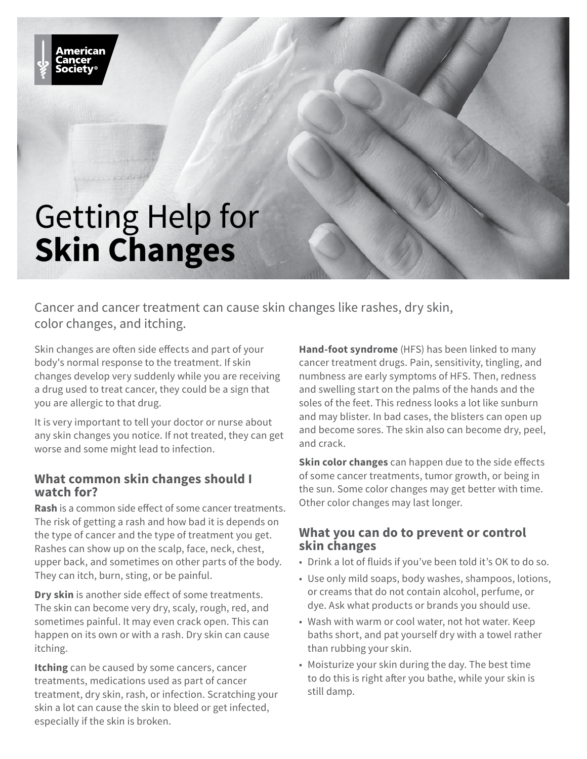# Getting Help for **Skin Changes**

Cancer and cancer treatment can cause skin changes like rashes, dry skin, color changes, and itching.

Skin changes are often side effects and part of your body's normal response to the treatment. If skin changes develop very suddenly while you are receiving a drug used to treat cancer, they could be a sign that you are allergic to that drug.

It is very important to tell your doctor or nurse about any skin changes you notice. If not treated, they can get worse and some might lead to infection.

## What common skin changes should I watch for?

**Rash** is a common side effect of some cancer treatments. The risk of getting a rash and how bad it is depends on the type of cancer and the type of treatment you get. Rashes can show up on the scalp, face, neck, chest, upper back, and sometimes on other parts of the body. They can itch, burn, sting, or be painful.

**Dry skin** is another side effect of some treatments. The skin can become very dry, scaly, rough, red, and sometimes painful. It may even crack open. This can happen on its own or with a rash. Dry skin can cause itching.

**Itching** can be caused by some cancers, cancer treatments, medications used as part of cancer treatment, dry skin, rash, or infection. Scratching your skin a lot can cause the skin to bleed or get infected, especially if the skin is broken.

**Hand-foot syndrome** (HFS) has been linked to many cancer treatment drugs. Pain, sensitivity, tingling, and numbness are early symptoms of HFS. Then, redness and swelling start on the palms of the hands and the soles of the feet. This redness looks a lot like sunburn and may blister. In bad cases, the blisters can open up and become sores. The skin also can become dry, peel, and crack.

**Skin color changes** can happen due to the side effects of some cancer treatments, tumor growth, or being in the sun. Some color changes may get better with time. Other color changes may last longer.

## What you can do to prevent or control skin changes

- Drink a lot of fluids if you've been told it's OK to do so.
- Use only mild soaps, body washes, shampoos, lotions, or creams that do not contain alcohol, perfume, or dye. Ask what products or brands you should use.
- Wash with warm or cool water, not hot water. Keep baths short, and pat yourself dry with a towel rather than rubbing your skin.
- Moisturize your skin during the day. The best time to do this is right after you bathe, while your skin is still damp.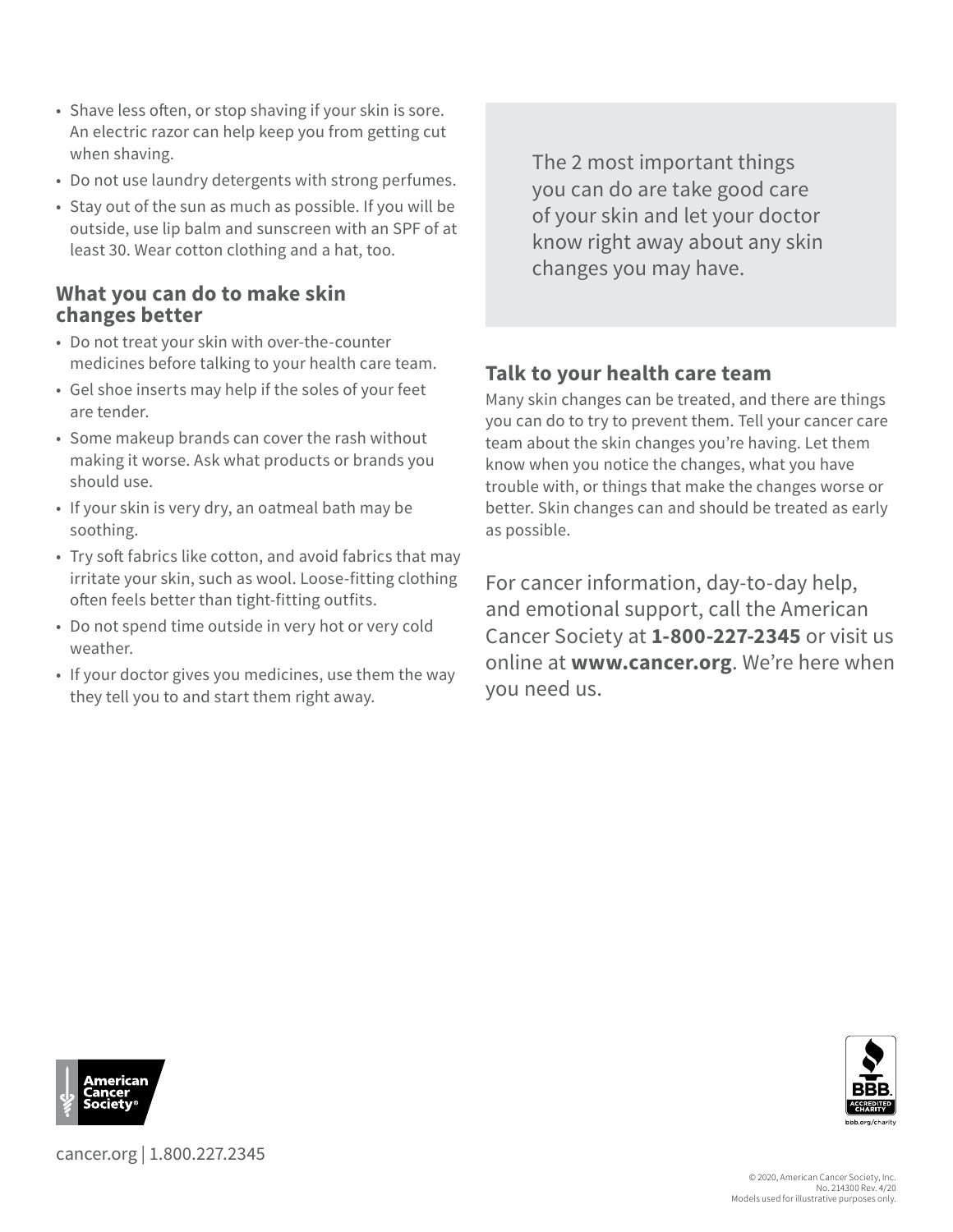- Shave less often, or stop shaving if your skin is sore. An electric razor can help keep you from getting cut when shaving.
- Do not use laundry detergents with strong perfumes.
- Stay out of the sun as much as possible. If you will be outside, use lip balm and sunscreen with an SPF of at least 30. Wear cotton clothing and a hat, too.

## What you can do to make skin changes better

- Do not treat your skin with over-the-counter medicines before talking to your health care team.
- Gel shoe inserts may help if the soles of your feet are tender.
- Some makeup brands can cover the rash without making it worse. Ask what products or brands you should use.
- If your skin is very dry, an oatmeal bath may be soothing.
- Try soft fabrics like cotton, and avoid fabrics that may irritate your skin, such as wool. Loose-fitting clothing often feels better than tight-fitting outfits.
- Do not spend time outside in very hot or very cold weather.
- If your doctor gives you medicines, use them the way they tell you to and start them right away.

The 2 most important things you can do are take good care of your skin and let your doctor know right away about any skin changes you may have.

## Talk to your health care team

Many skin changes can be treated, and there are things you can do to try to prevent them. Tell your cancer care team about the skin changes you're having. Let them know when you notice the changes, what you have trouble with, or things that make the changes worse or better. Skin changes can and should be treated as early as possible.

For cancer information, day-to-day help, and emotional support, call the American Cancer Society at **1-800-227-2345** or visit us online at **www.cancer.org**. We're here when you need us.

American Cancer Society®

cancer.org | 1.800.227.2345

BBB. ACCREDITED CHARITY bbb.org/charity

© 2020, American Cancer Society, Inc.
No. 214300 Rev. 4/20
Models used for illustrative purposes only.